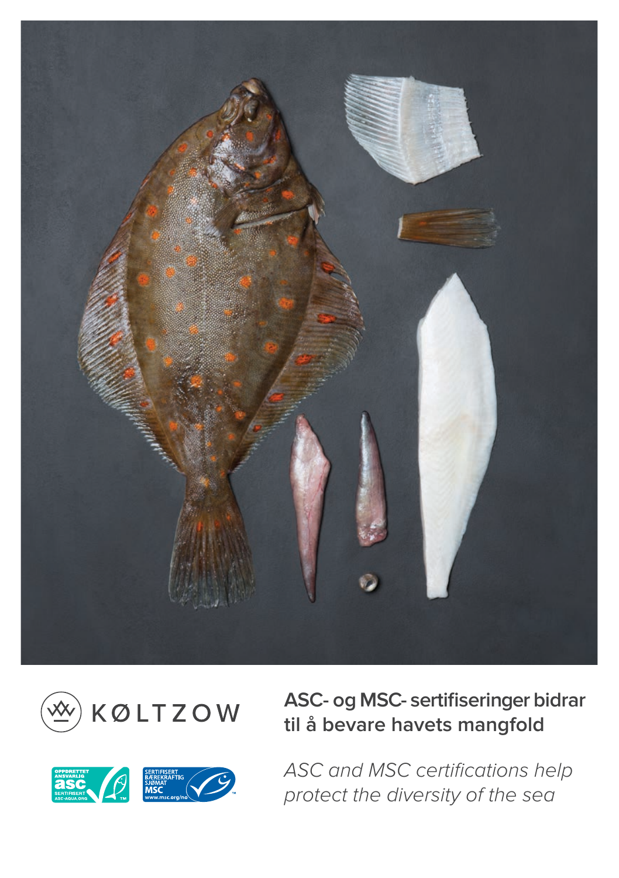KØLTZOW

## ASC- og MSC- sertifiseringer bidrar til å bevare havets mangfold

*ASC and MSC certifications help protect the diversity of the sea*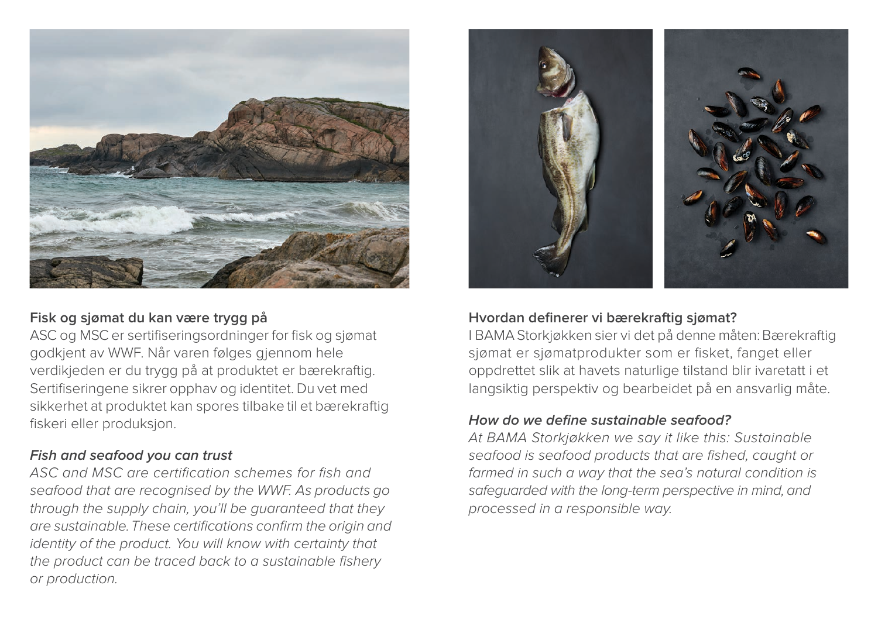### Fisk og sjømat du kan være trygg på

ASC og MSC er sertifiseringsordninger for fisk og sjømat godkjent av WWF. Når varen følges gjennom hele verdikjeden er du trygg på at produktet er bærekraftig. Sertifiseringene sikrer opphav og identitet. Du vet med sikkerhet at produktet kan spores tilbake til et bærekraftig fiskeri eller produksjon.

### *Fish and seafood you can trust*

*ASC and MSC are certification schemes for fish and seafood that are recognised by the WWF. As products go through the supply chain, you'll be guaranteed that they are sustainable. These certifications confirm the origin and identity of the product. You will know with certainty that the product can be traced back to a sustainable fishery or production.*

### Hvordan definerer vi bærekraftig sjømat?

I BAMA Storkjøkken sier vi det på denne måten: Bærekraftig sjømat er sjømatprodukter som er fisket, fanget eller oppdrettet slik at havets naturlige tilstand blir ivaretatt i et langsiktig perspektiv og bearbeidet på en ansvarlig måte.

### *How do we define sustainable seafood?*

*At BAMA Storkjøkken we say it like this: Sustainable seafood is seafood products that are fished, caught or farmed in such a way that the sea's natural condition is safeguarded with the long-term perspective in mind, and processed in a responsible way.*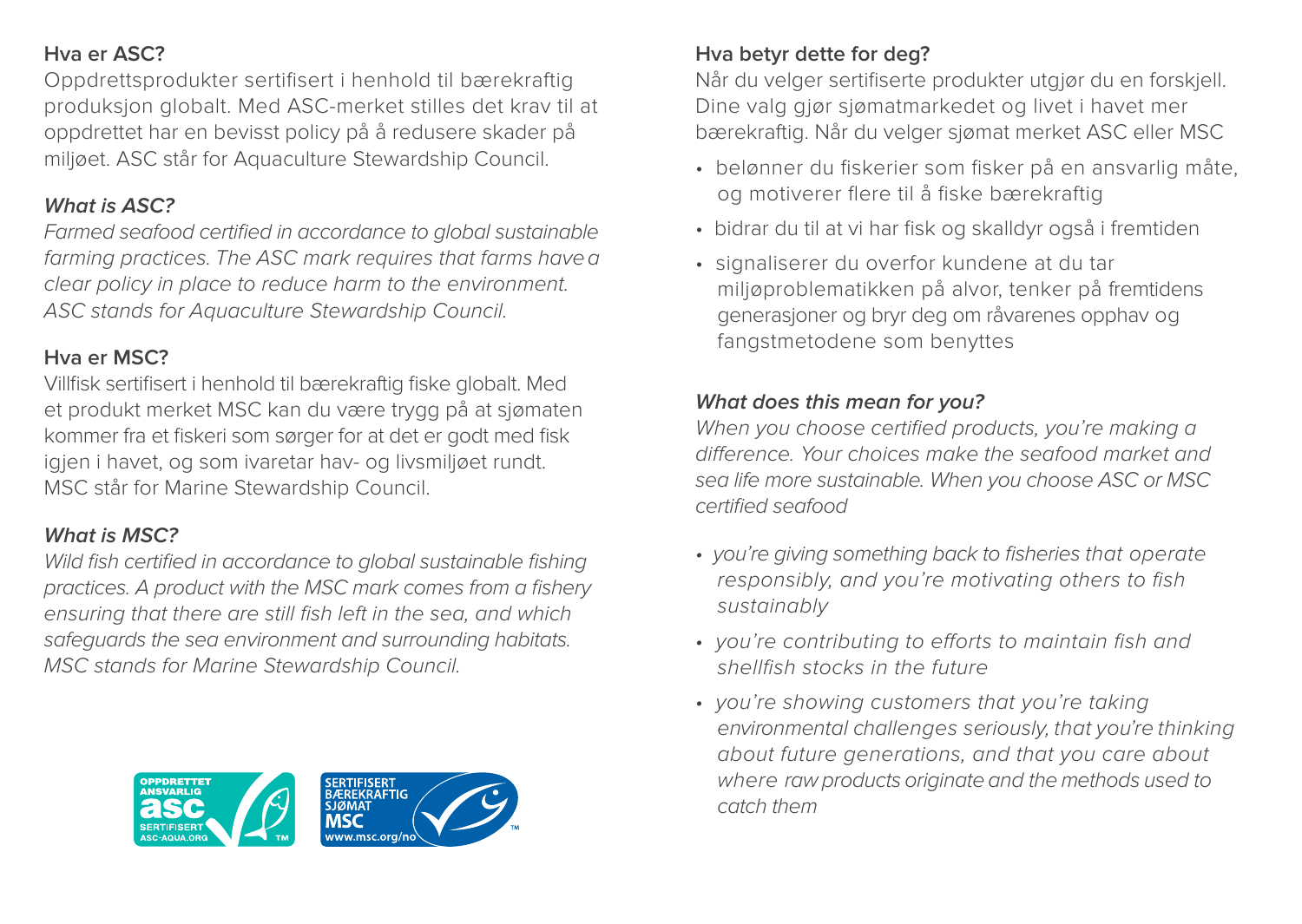### Hva er ASC?

Oppdrettsprodukter sertifisert i henhold til bærekraftig produksjon globalt. Med ASC-merket stilles det krav til at oppdrettet har en bevisst policy på å redusere skader på miljøet. ASC står for Aquaculture Stewardship Council.

### *What is ASC?*

*Farmed seafood certified in accordance to global sustainable farming practices. The ASC mark requires that farms have a clear policy in place to reduce harm to the environment. ASC stands for Aquaculture Stewardship Council.*

### Hva er MSC?

Villfisk sertifisert i henhold til bærekraftig fiske globalt. Med et produkt merket MSC kan du være trygg på at sjømaten kommer fra et fiskeri som sørger for at det er godt med fisk igjen i havet, og som ivaretar hav- og livsmiljøet rundt. MSC står for Marine Stewardship Council.

### *What is MSC?*

*Wild fish certified in accordance to global sustainable fishing practices. A product with the MSC mark comes from a fishery ensuring that there are still fish left in the sea, and which safeguards the sea environment and surrounding habitats. MSC stands for Marine Stewardship Council.*

OPPDRETTET ANSVARLIG asc SERTIFISERT ASC-AQUA.ORG

SERTIFISERT BÆREKRAFTIG SJØMAT MSC www.msc.org/no

### Hva betyr dette for deg?

Når du velger sertifiserte produkter utgjør du en forskjell. Dine valg gjør sjømatmarkedet og livet i havet mer bærekraftig. Når du velger sjømat merket ASC eller MSC

- belønner du fiskerier som fisker på en ansvarlig måte, og motiverer flere til å fiske bærekraftig
- bidrar du til at vi har fisk og skalldyr også i fremtiden
- signaliserer du overfor kundene at du tar miljøproblematikken på alvor, tenker på fremtidens generasjoner og bryr deg om råvarenes opphav og fangstmetodene som benyttes

### *What does this mean for you?*

*When you choose certified products, you're making a difference. Your choices make the seafood market and sea life more sustainable. When you choose ASC or MSC certified seafood*

- *you're giving something back to fisheries that operate responsibly, and you're motivating others to fish sustainably*
- *you're contributing to efforts to maintain fish and shellfish stocks in the future*
- *you're showing customers that you're taking environmental challenges seriously, that you're thinking about future generations, and that you care about where raw products originate and the methods used to catch them*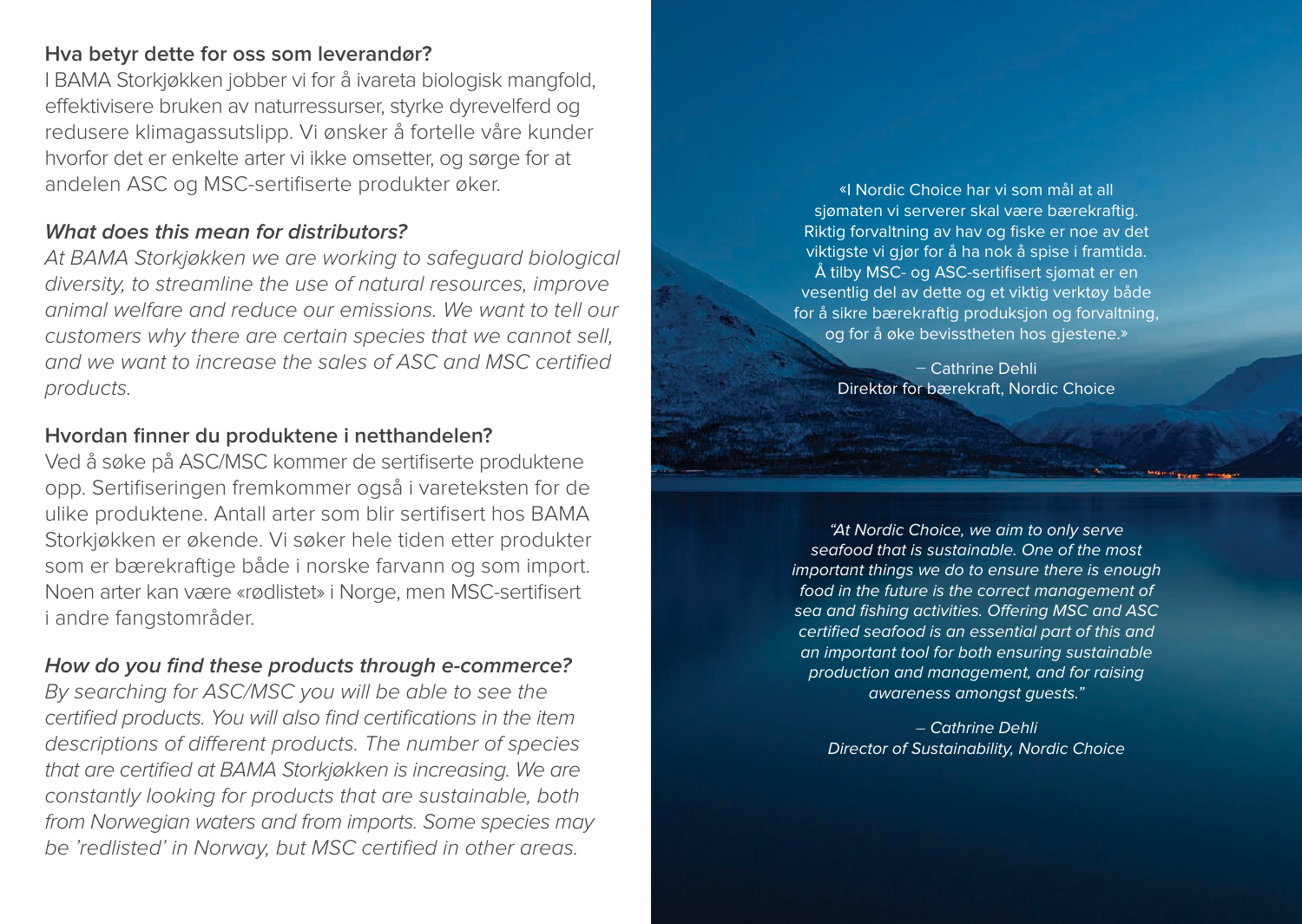### Hva betyr dette for oss som leverandør?

I BAMA Storkjøkken jobber vi for å ivareta biologisk mangfold, effektivisere bruken av naturressurser, styrke dyrevelferd og redusere klimagassutslipp. Vi ønsker å fortelle våre kunder hvorfor det er enkelte arter vi ikke omsetter, og sørge for at andelen ASC og MSC-sertifiserte produkter øker.

### *What does this mean for distributors?*

*At BAMA Storkjøkken we are working to safeguard biological diversity, to streamline the use of natural resources, improve animal welfare and reduce our emissions. We want to tell our customers why there are certain species that we cannot sell, and we want to increase the sales of ASC and MSC certified products.*

### Hvordan finner du produktene i netthandelen?

Ved å søke på ASC/MSC kommer de sertifiserte produktene opp. Sertifiseringen fremkommer også i vareteksten for de ulike produktene. Antall arter som blir sertifisert hos BAMA Storkjøkken er økende. Vi søker hele tiden etter produkter som er bærekraftige både i norske farvann og som import. Noen arter kan være «rødlistet» i Norge, men MSC-sertifisert i andre fangstområder.

### *How do you find these products through e-commerce?*

*By searching for ASC/MSC you will be able to see the certified products. You will also find certifications in the item descriptions of different products. The number of species that are certified at BAMA Storkjøkken is increasing. We are constantly looking for products that are sustainable, both from Norwegian waters and from imports. Some species may be 'redlisted' in Norway, but MSC certified in other areas.*

«I Nordic Choice har vi som mål at all sjømaten vi serverer skal være bærekraftig. Riktig forvaltning av hav og fiske er noe av det viktigste vi gjør for å ha nok å spise i framtida. Å tilby MSC- og ASC-sertifisert sjømat er en vesentlig del av dette og et viktig verktøy både for å sikre bærekraftig produksjon og forvaltning, og for å øke bevisstheten hos gjestene.»

– Cathrine Dehli
Direktør for bærekraft, Nordic Choice

*"At Nordic Choice, we aim to only serve seafood that is sustainable. One of the most important things we do to ensure there is enough food in the future is the correct management of sea and fishing activities. Offering MSC and ASC certified seafood is an essential part of this and an important tool for both ensuring sustainable production and management, and for raising awareness amongst guests."*

*– Cathrine Dehli*
*Director of Sustainability, Nordic Choice*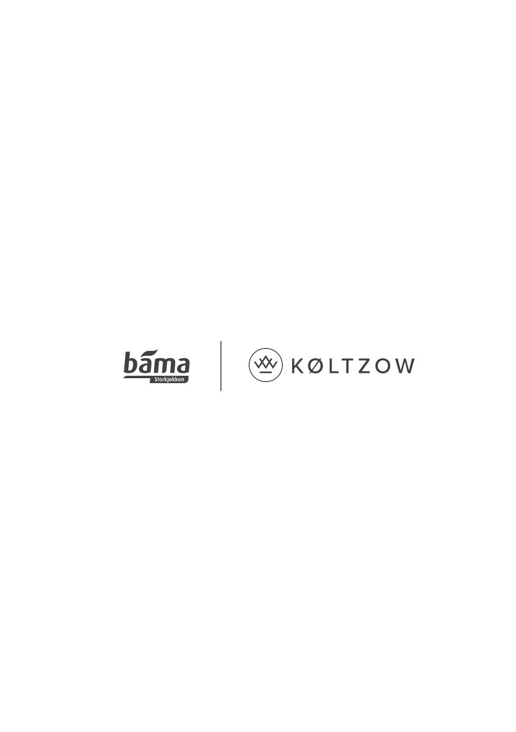bāma

Storkjøkken

KØLTZOW